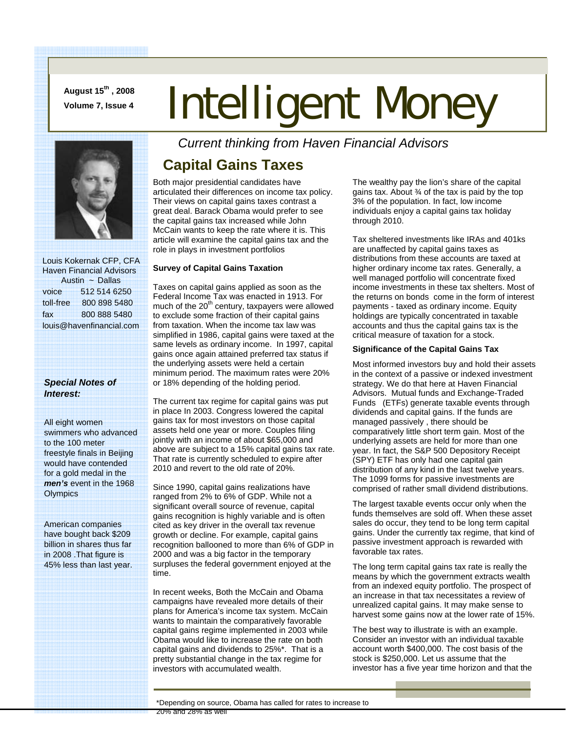August 15th, 2008
Volume 7, Issue 4

# Intelligent Money

*Current thinking from Haven Financial Advisors*

Louis Kokernak CFP, CFA
Haven Financial Advisors
Austin ~ Dallas

| | |
|---|---|
| voice | 512 514 6250 |
| toll-free | 800 898 5480 |
| fax | 800 888 5480 |

louis@havenfinancial.com

***Special Notes of Interest:***

All eight women swimmers who advanced to the 100 meter freestyle finals in Beijing would have contended for a gold medal in the ***men's*** event in the 1968 Olympics

American companies have bought back $209 billion in shares thus far in 2008 .That figure is 45% less than last year.

## Capital Gains Taxes

Both major presidential candidates have articulated their differences on income tax policy. Their views on capital gains taxes contrast a great deal. Barack Obama would prefer to see the capital gains tax increased while John McCain wants to keep the rate where it is. This article will examine the capital gains tax and the role in plays in investment portfolios

**Survey of Capital Gains Taxation**

Taxes on capital gains applied as soon as the Federal Income Tax was enacted in 1913. For much of the 20th century, taxpayers were allowed to exclude some fraction of their capital gains from taxation. When the income tax law was simplified in 1986, capital gains were taxed at the same levels as ordinary income. In 1997, capital gains once again attained preferred tax status if the underlying assets were held a certain minimum period. The maximum rates were 20% or 18% depending of the holding period.

The current tax regime for capital gains was put in place In 2003. Congress lowered the capital gains tax for most investors on those capital assets held one year or more. Couples filing jointly with an income of about $65,000 and above are subject to a 15% capital gains tax rate. That rate is currently scheduled to expire after 2010 and revert to the old rate of 20%.

Since 1990, capital gains realizations have ranged from 2% to 6% of GDP. While not a significant overall source of revenue, capital gains recognition is highly variable and is often cited as key driver in the overall tax revenue growth or decline. For example, capital gains recognition ballooned to more than 6% of GDP in 2000 and was a big factor in the temporary surpluses the federal government enjoyed at the time.

In recent weeks, Both the McCain and Obama campaigns have revealed more details of their plans for America's income tax system. McCain wants to maintain the comparatively favorable capital gains regime implemented in 2003 while Obama would like to increase the rate on both capital gains and dividends to 25%*. That is a pretty substantial change in the tax regime for investors with accumulated wealth.

The wealthy pay the lion's share of the capital gains tax. About ¾ of the tax is paid by the top 3% of the population. In fact, low income individuals enjoy a capital gains tax holiday through 2010.

Tax sheltered investments like IRAs and 401ks are unaffected by capital gains taxes as distributions from these accounts are taxed at higher ordinary income tax rates. Generally, a well managed portfolio will concentrate fixed income investments in these tax shelters. Most of the returns on bonds come in the form of interest payments - taxed as ordinary income. Equity holdings are typically concentrated in taxable accounts and thus the capital gains tax is the critical measure of taxation for a stock.

**Significance of the Capital Gains Tax**

Most informed investors buy and hold their assets in the context of a passive or indexed investment strategy. We do that here at Haven Financial Advisors. Mutual funds and Exchange-Traded Funds (ETFs) generate taxable events through dividends and capital gains. If the funds are managed passively , there should be comparatively little short term gain. Most of the underlying assets are held for more than one year. In fact, the S&P 500 Depository Receipt (SPY) ETF has only had one capital gain distribution of any kind in the last twelve years. The 1099 forms for passive investments are comprised of rather small dividend distributions.

The largest taxable events occur only when the funds themselves are sold off. When these asset sales do occur, they tend to be long term capital gains. Under the currently tax regime, that kind of passive investment approach is rewarded with favorable tax rates.

The long term capital gains tax rate is really the means by which the government extracts wealth from an indexed equity portfolio. The prospect of an increase in that tax necessitates a review of unrealized capital gains. It may make sense to harvest some gains now at the lower rate of 15%.

The best way to illustrate is with an example. Consider an investor with an individual taxable account worth $400,000. The cost basis of the stock is $250,000. Let us assume that the investor has a five year time horizon and that the

*Depending on source, Obama has called for rates to increase to 20% and 28% as well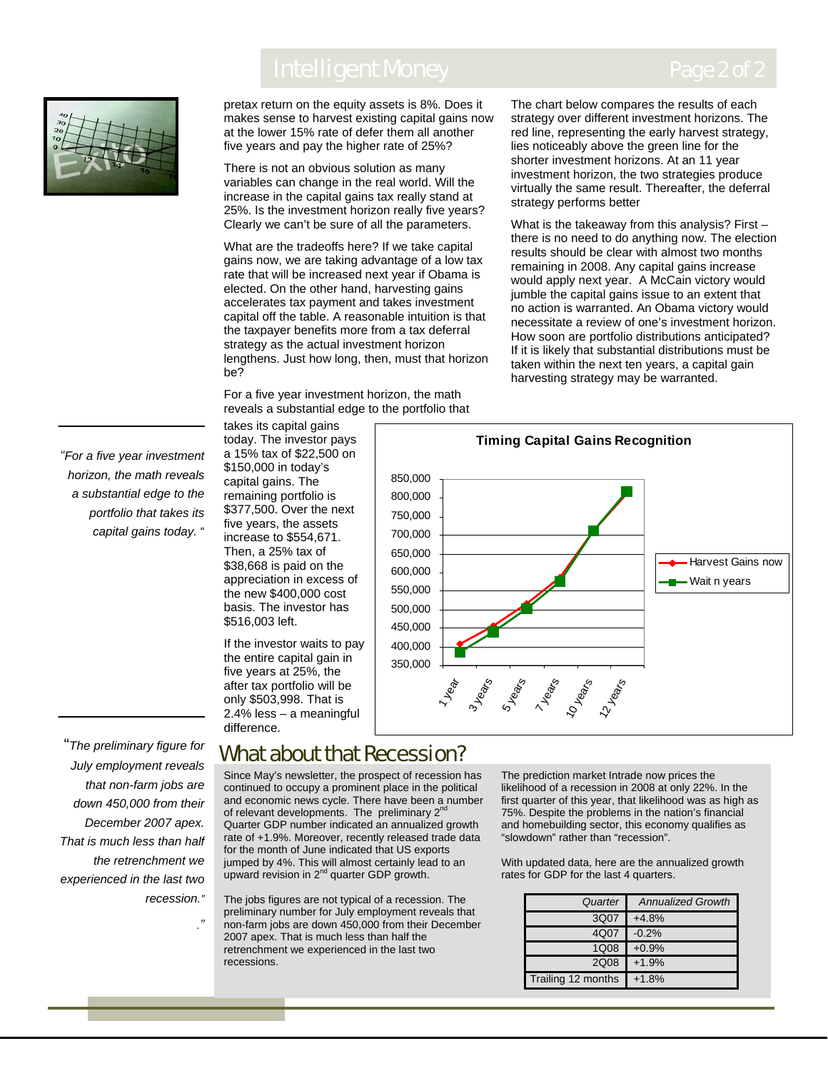pretax return on the equity assets is 8%. Does it makes sense to harvest existing capital gains now at the lower 15% rate of defer them all another five years and pay the higher rate of 25%?

There is not an obvious solution as many variables can change in the real world. Will the increase in the capital gains tax really stand at 25%. Is the investment horizon really five years? Clearly we can't be sure of all the parameters.

What are the tradeoffs here? If we take capital gains now, we are taking advantage of a low tax rate that will be increased next year if Obama is elected. On the other hand, harvesting gains accelerates tax payment and takes investment capital off the table. A reasonable intuition is that the taxpayer benefits more from a tax deferral strategy as the actual investment horizon lengthens. Just how long, then, must that horizon be?

For a five year investment horizon, the math reveals a substantial edge to the portfolio that takes its capital gains today. The investor pays a 15% tax of $22,500 on $150,000 in today's capital gains. The remaining portfolio is $377,500. Over the next five years, the assets increase to $554,671. Then, a 25% tax of $38,668 is paid on the appreciation in excess of the new $400,000 cost basis. The investor has $516,003 left.

> *"For a five year investment horizon, the math reveals a substantial edge to the portfolio that takes its capital gains today."*

If the investor waits to pay the entire capital gain in five years at 25%, the after tax portfolio will be only $503,998. That is 2.4% less – a meaningful difference.

**Timing Capital Gains Recognition**

850,000
800,000
750,000
700,000
650,000
600,000
550,000
500,000
450,000
400,000
350,000

1 year
3 years
5 years
7 years
10 years
12 years

Harvest Gains now
Wait n years

The chart below compares the results of each strategy over different investment horizons. The red line, representing the early harvest strategy, lies noticeably above the green line for the shorter investment horizons. At an 11 year investment horizon, the two strategies produce virtually the same result. Thereafter, the deferral strategy performs better

What is the takeaway from this analysis? First – there is no need to do anything now. The election results should be clear with almost two months remaining in 2008. Any capital gains increase would apply next year. A McCain victory would jumble the capital gains issue to an extent that no action is warranted. An Obama victory would necessitate a review of one's investment horizon. How soon are portfolio distributions anticipated? If it is likely that substantial distributions must be taken within the next ten years, a capital gain harvesting strategy may be warranted.

## What about that Recession?

Since May's newsletter, the prospect of recession has continued to occupy a prominent place in the political and economic news cycle. There have been a number of relevant developments. The preliminary 2nd Quarter GDP number indicated an annualized growth rate of +1.9%. Moreover, recently released trade data for the month of June indicated that US exports jumped by 4%. This will almost certainly lead to an upward revision in 2nd quarter GDP growth.

The jobs figures are not typical of a recession. The preliminary number for July employment reveals that non-farm jobs are down 450,000 from their December 2007 apex. That is much less than half the retrenchment we experienced in the last two recessions.

> *"The preliminary figure for July employment reveals that non-farm jobs are down 450,000 from their December 2007 apex. That is much less than half the retrenchment we experienced in the last two recession."*

The prediction market Intrade now prices the likelihood of a recession in 2008 at only 22%. In the first quarter of this year, that likelihood was as high as 75%. Despite the problems in the nation's financial and homebuilding sector, this economy qualifies as "slowdown" rather than "recession".

With updated data, here are the annualized growth rates for GDP for the last 4 quarters.

| Quarter | Annualized Growth |
|---|---|
| 3Q07 | +4.8% |
| 4Q07 | -0.2% |
| 1Q08 | +0.9% |
| 2Q08 | +1.9% |
| Trailing 12 months | +1.8% |